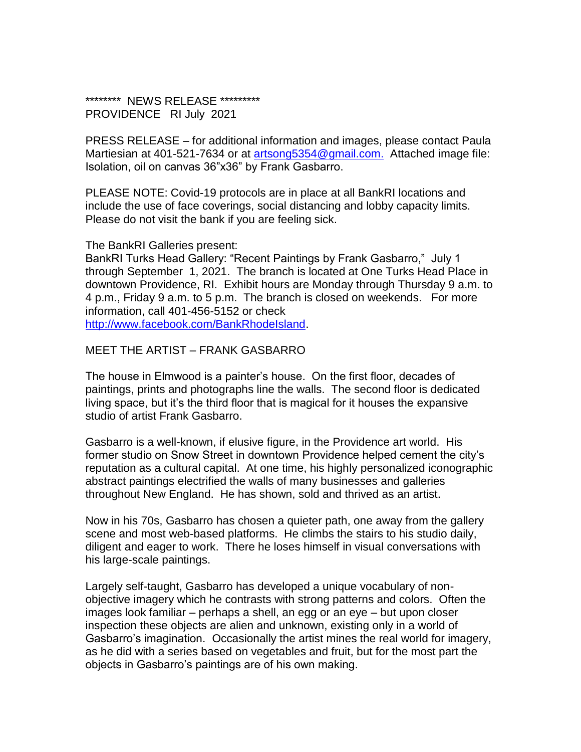******** NEWS RELEASE *********
PROVIDENCE RI July 2021

PRESS RELEASE – for additional information and images, please contact Paula Martiesian at 401-521-7634 or at [artsong5354@gmail.com.](mailto:artsong5354@gmail.com) Attached image file: Isolation, oil on canvas 36"x36" by Frank Gasbarro.

PLEASE NOTE: Covid-19 protocols are in place at all BankRI locations and include the use of face coverings, social distancing and lobby capacity limits. Please do not visit the bank if you are feeling sick.

The BankRI Galleries present:
BankRI Turks Head Gallery: "Recent Paintings by Frank Gasbarro," July 1 through September 1, 2021. The branch is located at One Turks Head Place in downtown Providence, RI. Exhibit hours are Monday through Thursday 9 a.m. to 4 p.m., Friday 9 a.m. to 5 p.m. The branch is closed on weekends. For more information, call 401-456-5152 or check [http://www.facebook.com/BankRhodeIsland](http://www.facebook.com/BankRhodeIsland).

MEET THE ARTIST – FRANK GASBARRO

The house in Elmwood is a painter's house. On the first floor, decades of paintings, prints and photographs line the walls. The second floor is dedicated living space, but it's the third floor that is magical for it houses the expansive studio of artist Frank Gasbarro.

Gasbarro is a well-known, if elusive figure, in the Providence art world. His former studio on Snow Street in downtown Providence helped cement the city's reputation as a cultural capital. At one time, his highly personalized iconographic abstract paintings electrified the walls of many businesses and galleries throughout New England. He has shown, sold and thrived as an artist.

Now in his 70s, Gasbarro has chosen a quieter path, one away from the gallery scene and most web-based platforms. He climbs the stairs to his studio daily, diligent and eager to work. There he loses himself in visual conversations with his large-scale paintings.

Largely self-taught, Gasbarro has developed a unique vocabulary of non-objective imagery which he contrasts with strong patterns and colors. Often the images look familiar – perhaps a shell, an egg or an eye – but upon closer inspection these objects are alien and unknown, existing only in a world of Gasbarro's imagination. Occasionally the artist mines the real world for imagery, as he did with a series based on vegetables and fruit, but for the most part the objects in Gasbarro's paintings are of his own making.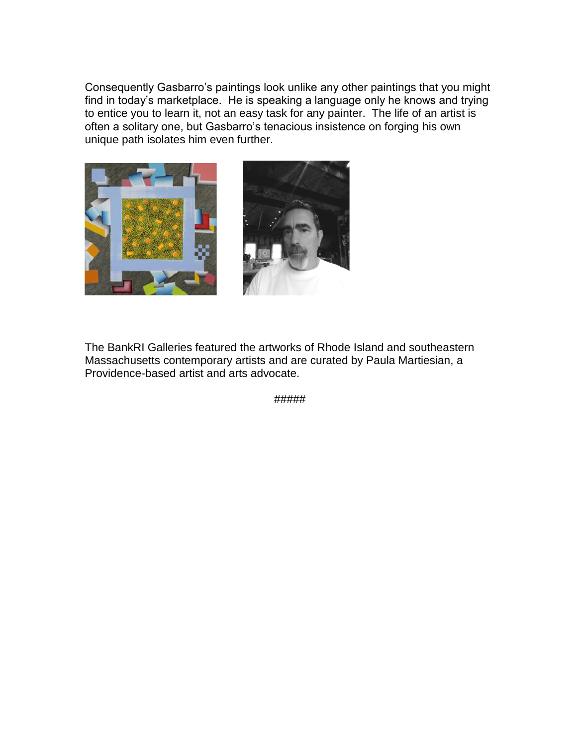Consequently Gasbarro's paintings look unlike any other paintings that you might find in today's marketplace. He is speaking a language only he knows and trying to entice you to learn it, not an easy task for any painter. The life of an artist is often a solitary one, but Gasbarro's tenacious insistence on forging his own unique path isolates him even further.

The BankRI Galleries featured the artworks of Rhode Island and southeastern Massachusetts contemporary artists and are curated by Paula Martiesian, a Providence-based artist and arts advocate.

#####